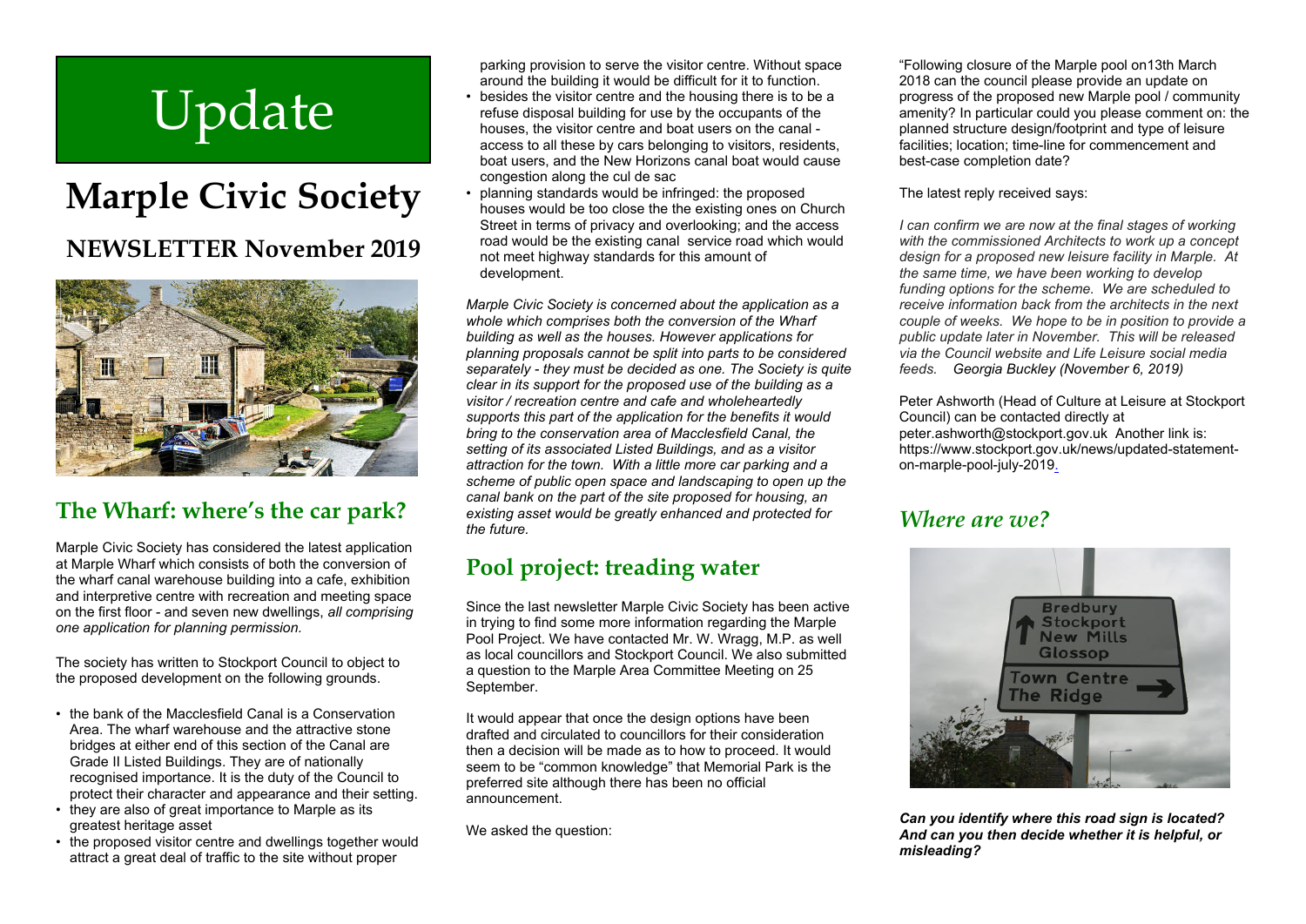# Update

# Marple Civic Society

## NEWSLETTER November 2019

## The Wharf: where's the car park?

Marple Civic Society has considered the latest application at Marple Wharf which consists of both the conversion of the wharf canal warehouse building into a cafe, exhibition and interpretive centre with recreation and meeting space on the first floor - and seven new dwellings, *all comprising one application for planning permission.*

The society has written to Stockport Council to object to the proposed development on the following grounds.

- the bank of the Macclesfield Canal is a Conservation Area. The wharf warehouse and the attractive stone bridges at either end of this section of the Canal are Grade II Listed Buildings. They are of nationally recognised importance. It is the duty of the Council to protect their character and appearance and their setting.
- they are also of great importance to Marple as its greatest heritage asset
- the proposed visitor centre and dwellings together would attract a great deal of traffic to the site without proper parking provision to serve the visitor centre. Without space around the building it would be difficult for it to function.
- besides the visitor centre and the housing there is to be a refuse disposal building for use by the occupants of the houses, the visitor centre and boat users on the canal - access to all these by cars belonging to visitors, residents, boat users, and the New Horizons canal boat would cause congestion along the cul de sac
- planning standards would be infringed: the proposed houses would be too close the the existing ones on Church Street in terms of privacy and overlooking; and the access road would be the existing canal service road which would not meet highway standards for this amount of development.

*Marple Civic Society is concerned about the application as a whole which comprises both the conversion of the Wharf building as well as the houses. However applications for planning proposals cannot be split into parts to be considered separately - they must be decided as one. The Society is quite clear in its support for the proposed use of the building as a visitor / recreation centre and cafe and wholeheartedly supports this part of the application for the benefits it would bring to the conservation area of Macclesfield Canal, the setting of its associated Listed Buildings, and as a visitor attraction for the town. With a little more car parking and a scheme of public open space and landscaping to open up the canal bank on the part of the site proposed for housing, an existing asset would be greatly enhanced and protected for the future.*

## Pool project: treading water

Since the last newsletter Marple Civic Society has been active in trying to find some more information regarding the Marple Pool Project. We have contacted Mr. W. Wragg, M.P. as well as local councillors and Stockport Council. We also submitted a question to the Marple Area Committee Meeting on 25 September.

It would appear that once the design options have been drafted and circulated to councillors for their consideration then a decision will be made as to how to proceed. It would seem to be "common knowledge" that Memorial Park is the preferred site although there has been no official announcement.

We asked the question:

"Following closure of the Marple pool on13th March 2018 can the council please provide an update on progress of the proposed new Marple pool / community amenity? In particular could you please comment on: the planned structure design/footprint and type of leisure facilities; location; time-line for commencement and best-case completion date?

The latest reply received says:

*I can confirm we are now at the final stages of working with the commissioned Architects to work up a concept design for a proposed new leisure facility in Marple. At the same time, we have been working to develop funding options for the scheme. We are scheduled to receive information back from the architects in the next couple of weeks. We hope to be in position to provide a public update later in November. This will be released via the Council website and Life Leisure social media feeds. Georgia Buckley (November 6, 2019)*

Peter Ashworth (Head of Culture at Leisure at Stockport Council) can be contacted directly at peter.ashworth@stockport.gov.uk Another link is: https://www.stockport.gov.uk/news/updated-statement-on-marple-pool-july-2019.

## *Where are we?*

***Can you identify where this road sign is located? And can you then decide whether it is helpful, or misleading?***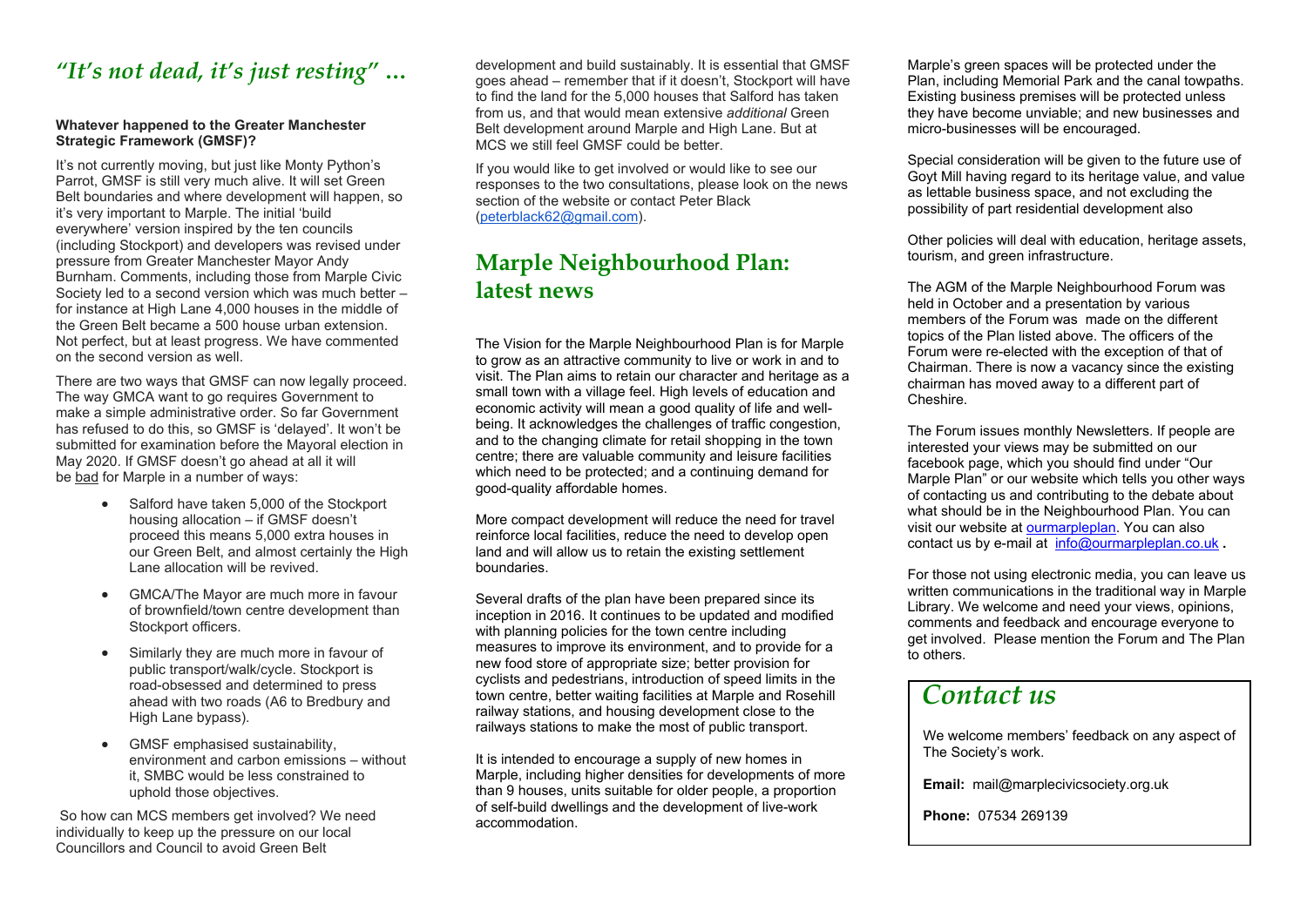## *"It's not dead, it's just resting" …*

**Whatever happened to the Greater Manchester Strategic Framework (GMSF)?**

It's not currently moving, but just like Monty Python's Parrot, GMSF is still very much alive. It will set Green Belt boundaries and where development will happen, so it's very important to Marple. The initial 'build everywhere' version inspired by the ten councils (including Stockport) and developers was revised under pressure from Greater Manchester Mayor Andy Burnham. Comments, including those from Marple Civic Society led to a second version which was much better – for instance at High Lane 4,000 houses in the middle of the Green Belt became a 500 house urban extension. Not perfect, but at least progress. We have commented on the second version as well.

There are two ways that GMSF can now legally proceed. The way GMCA want to go requires Government to make a simple administrative order. So far Government has refused to do this, so GMSF is 'delayed'. It won't be submitted for examination before the Mayoral election in May 2020. If GMSF doesn't go ahead at all it will be bad for Marple in a number of ways:

- Salford have taken 5,000 of the Stockport housing allocation – if GMSF doesn't proceed this means 5,000 extra houses in our Green Belt, and almost certainly the High Lane allocation will be revived.
- GMCA/The Mayor are much more in favour of brownfield/town centre development than Stockport officers.
- Similarly they are much more in favour of public transport/walk/cycle. Stockport is road-obsessed and determined to press ahead with two roads (A6 to Bredbury and High Lane bypass).
- GMSF emphasised sustainability, environment and carbon emissions – without it, SMBC would be less constrained to uphold those objectives.

So how can MCS members get involved? We need individually to keep up the pressure on our local Councillors and Council to avoid Green Belt development and build sustainably. It is essential that GMSF goes ahead – remember that if it doesn't, Stockport will have to find the land for the 5,000 houses that Salford has taken from us, and that would mean extensive *additional* Green Belt development around Marple and High Lane. But at MCS we still feel GMSF could be better.

If you would like to get involved or would like to see our responses to the two consultations, please look on the news section of the website or contact Peter Black (peterblack62@gmail.com).

## Marple Neighbourhood Plan: latest news

The Vision for the Marple Neighbourhood Plan is for Marple to grow as an attractive community to live or work in and to visit. The Plan aims to retain our character and heritage as a small town with a village feel. High levels of education and economic activity will mean a good quality of life and well-being. It acknowledges the challenges of traffic congestion, and to the changing climate for retail shopping in the town centre; there are valuable community and leisure facilities which need to be protected; and a continuing demand for good-quality affordable homes.

More compact development will reduce the need for travel reinforce local facilities, reduce the need to develop open land and will allow us to retain the existing settlement boundaries.

Several drafts of the plan have been prepared since its inception in 2016. It continues to be updated and modified with planning policies for the town centre including measures to improve its environment, and to provide for a new food store of appropriate size; better provision for cyclists and pedestrians, introduction of speed limits in the town centre, better waiting facilities at Marple and Rosehill railway stations, and housing development close to the railways stations to make the most of public transport.

It is intended to encourage a supply of new homes in Marple, including higher densities for developments of more than 9 houses, units suitable for older people, a proportion of self-build dwellings and the development of live-work accommodation.

Marple's green spaces will be protected under the Plan, including Memorial Park and the canal towpaths. Existing business premises will be protected unless they have become unviable; and new businesses and micro-businesses will be encouraged.

Special consideration will be given to the future use of Goyt Mill having regard to its heritage value, and value as lettable business space, and not excluding the possibility of part residential development also

Other policies will deal with education, heritage assets, tourism, and green infrastructure.

The AGM of the Marple Neighbourhood Forum was held in October and a presentation by various members of the Forum was made on the different topics of the Plan listed above. The officers of the Forum were re-elected with the exception of that of Chairman. There is now a vacancy since the existing chairman has moved away to a different part of Cheshire.

The Forum issues monthly Newsletters. If people are interested your views may be submitted on our facebook page, which you should find under "Our Marple Plan" or our website which tells you other ways of contacting us and contributing to the debate about what should be in the Neighbourhood Plan. You can visit our website at ourmarpleplan. You can also contact us by e-mail at info@ourmarpleplan.co.uk .

For those not using electronic media, you can leave us written communications in the traditional way in Marple Library. We welcome and need your views, opinions, comments and feedback and encourage everyone to get involved. Please mention the Forum and The Plan to others.

## *Contact us*

We welcome members' feedback on any aspect of The Society's work.

**Email:** mail@marplecivicsociety.org.uk

**Phone:** 07534 269139